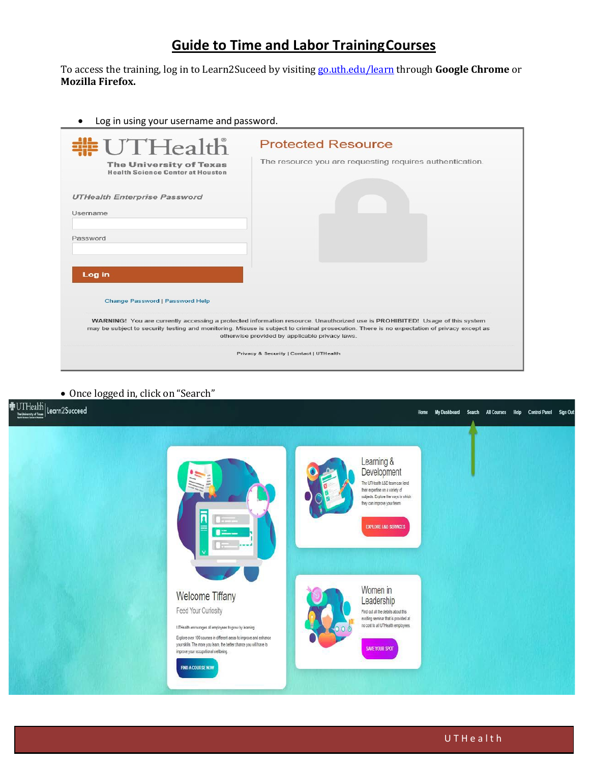# Guide to Time and Labor Training Courses

To access the training, log in to Learn2Suceed by visiting [go.uth.edu/learn](go.uth.edu/learn) through **Google Chrome** or **Mozilla Firefox.**

- Log in using your username and password.

- Once logged in, click on "Search"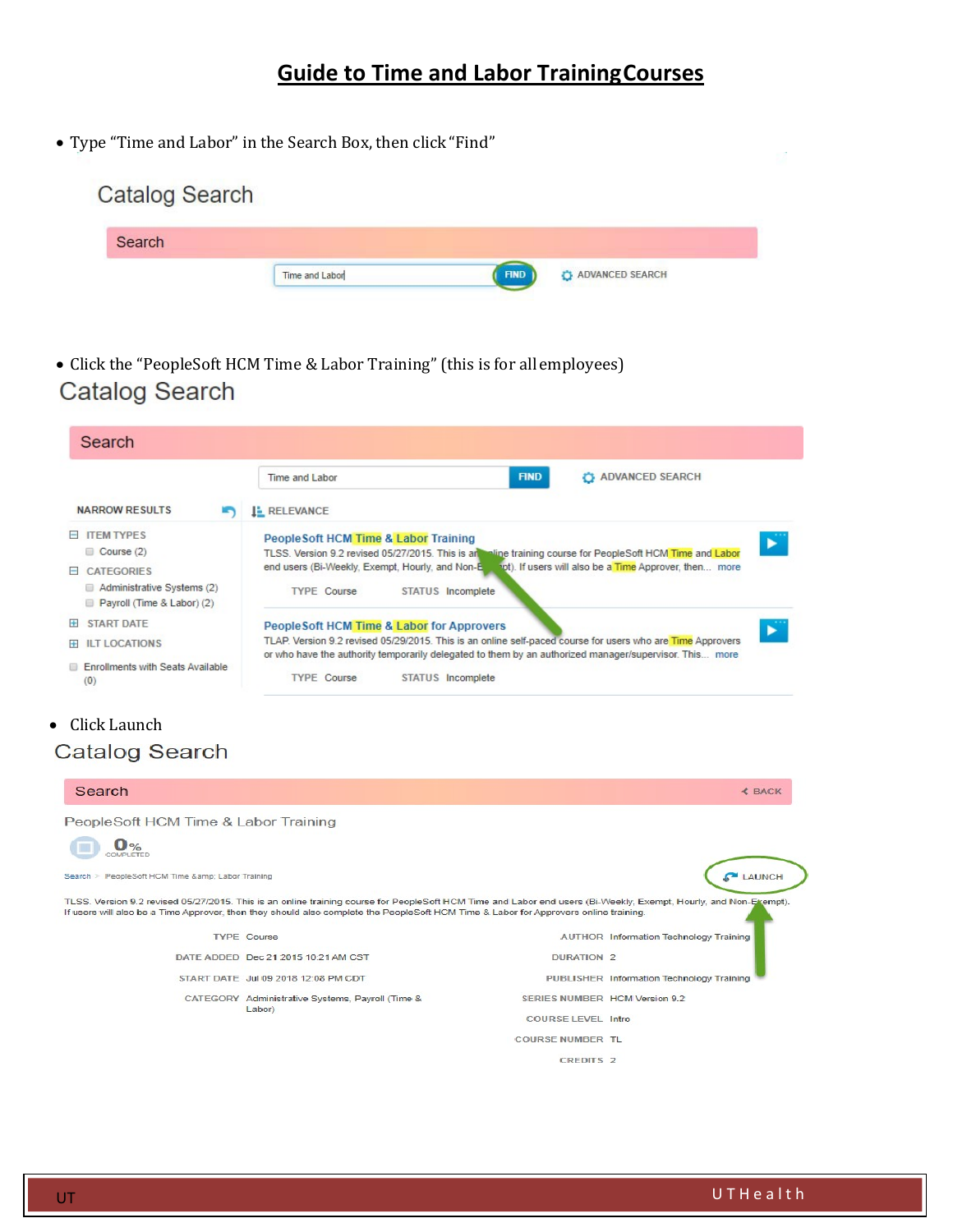# Guide to Time and Labor Training Courses

- Type "Time and Labor" in the Search Box, then click "Find"

Catalog Search

Search

Time and Labor FIND ADVANCED SEARCH

- Click the "PeopleSoft HCM Time & Labor Training" (this is for all employees)

Catalog Search

Search

Time and Labor FIND ADVANCED SEARCH

NARROW RESULTS

RELEVANCE

ITEM TYPES
- Course (2)

CATEGORIES
- Administrative Systems (2)
- Payroll (Time & Labor) (2)

START DATE

ILT LOCATIONS

Enrollments with Seats Available (0)

PeopleSoft HCM Time & Labor Training

TLSS. Version 9.2 revised 05/27/2015. This is an online training course for PeopleSoft HCM Time and Labor end users (Bi-Weekly, Exempt, Hourly, and Non-Exempt). If users will also be a Time Approver, then... more

TYPE Course STATUS Incomplete

PeopleSoft HCM Time & Labor for Approvers

TLAP. Version 9.2 revised 05/29/2015. This is an online self-paced course for users who are Time Approvers or who have the authority temporarily delegated to them by an authorized manager/supervisor. This... more

TYPE Course STATUS Incomplete

- Click Launch

Catalog Search

Search BACK

PeopleSoft HCM Time & Labor Training

0% COMPLETED

Search > PeopleSoft HCM Time &amp; Labor Training

LAUNCH

TLSS. Version 9.2 revised 05/27/2015. This is an online training course for PeopleSoft HCM Time and Labor end users (Bi-Weekly, Exempt, Hourly, and Non-Exempt). If users will also be a Time Approver, then they should also complete the PeopleSoft HCM Time & Labor for Approvers online training.

| | | | |
|---|---|---|---|
| TYPE | Course | AUTHOR | Information Technology Training |
| DATE ADDED | Dec 21 2015 10:21 AM CST | DURATION | 2 |
| START DATE | Jul 09 2018 12:08 PM CDT | PUBLISHER | Information Technology Training |
| CATEGORY | Administrative Systems, Payroll (Time & Labor) | SERIES NUMBER | HCM Version 9.2 |
| | | COURSE LEVEL | Intro |
| | | COURSE NUMBER | TL |
| | | CREDITS | 2 |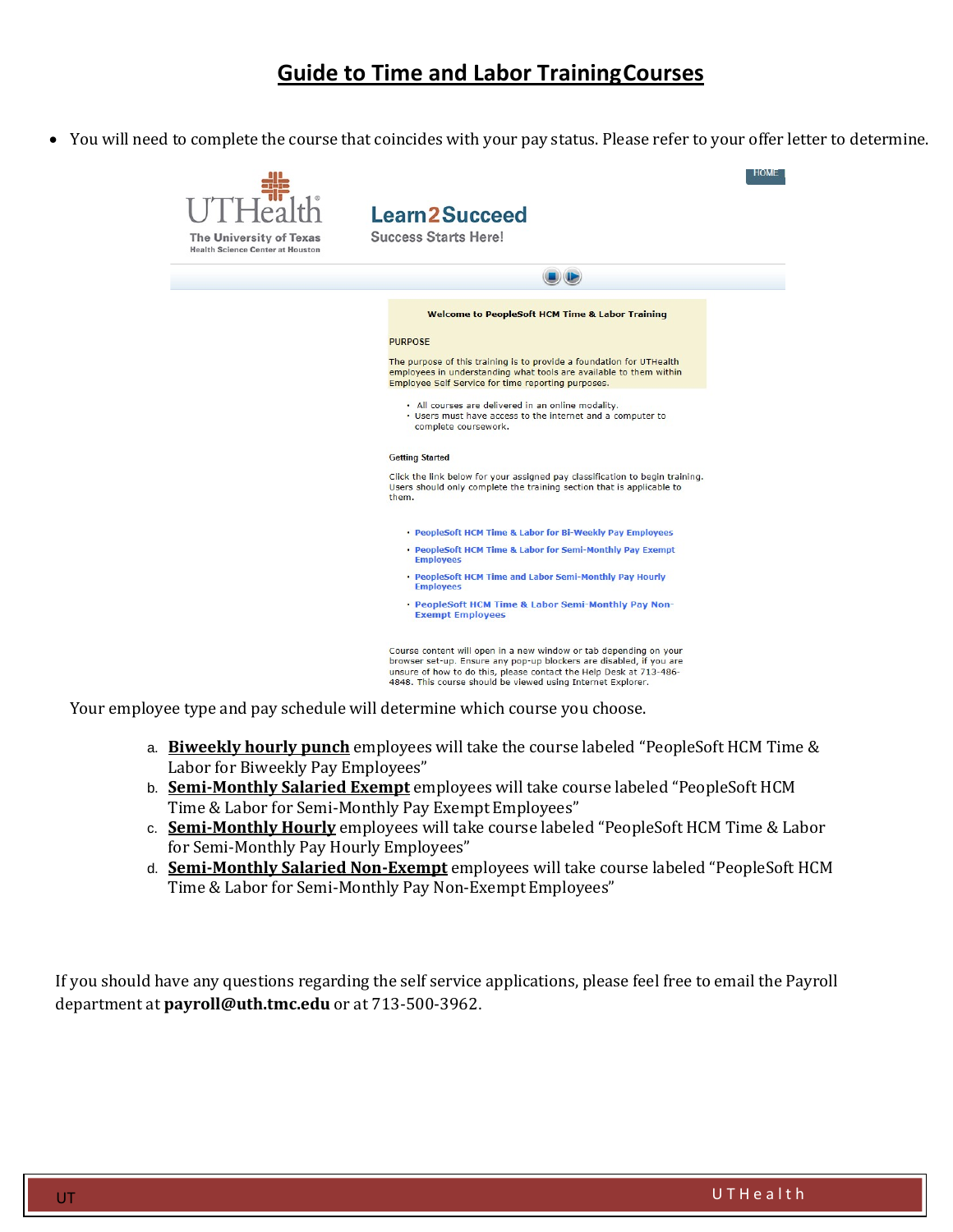# Guide to Time and Labor Training Courses

- You will need to complete the course that coincides with your pay status. Please refer to your offer letter to determine.

UTHealth
The University of Texas
Health Science Center at Houston

Learn2Succeed
Success Starts Here!

HOME

**Welcome to PeopleSoft HCM Time & Labor Training**

PURPOSE

The purpose of this training is to provide a foundation for UTHealth employees in understanding what tools are available to them within Employee Self Service for time reporting purposes.

- All courses are delivered in an online modality.
- Users must have access to the internet and a computer to complete coursework.

Getting Started

Click the link below for your assigned pay classification to begin training. Users should only complete the training section that is applicable to them.

- PeopleSoft HCM Time & Labor for Bi-Weekly Pay Employees
- PeopleSoft HCM Time & Labor for Semi-Monthly Pay Exempt Employees
- PeopleSoft HCM Time and Labor Semi-Monthly Pay Hourly Employees
- PeopleSoft HCM Time & Labor Semi-Monthly Pay Non-Exempt Employees

Course content will open in a new window or tab depending on your browser set-up. Ensure any pop-up blockers are disabled, if you are unsure of how to do this, please contact the Help Desk at 713-486-4848. This course should be viewed using Internet Explorer.

Your employee type and pay schedule will determine which course you choose.

a. **Biweekly hourly punch** employees will take the course labeled "PeopleSoft HCM Time & Labor for Biweekly Pay Employees"
b. **Semi-Monthly Salaried Exempt** employees will take course labeled "PeopleSoft HCM Time & Labor for Semi-Monthly Pay Exempt Employees"
c. **Semi-Monthly Hourly** employees will take course labeled "PeopleSoft HCM Time & Labor for Semi-Monthly Pay Hourly Employees"
d. **Semi-Monthly Salaried Non-Exempt** employees will take course labeled "PeopleSoft HCM Time & Labor for Semi-Monthly Pay Non-Exempt Employees"

If you should have any questions regarding the self service applications, please feel free to email the Payroll department at **payroll@uth.tmc.edu** or at 713-500-3962.